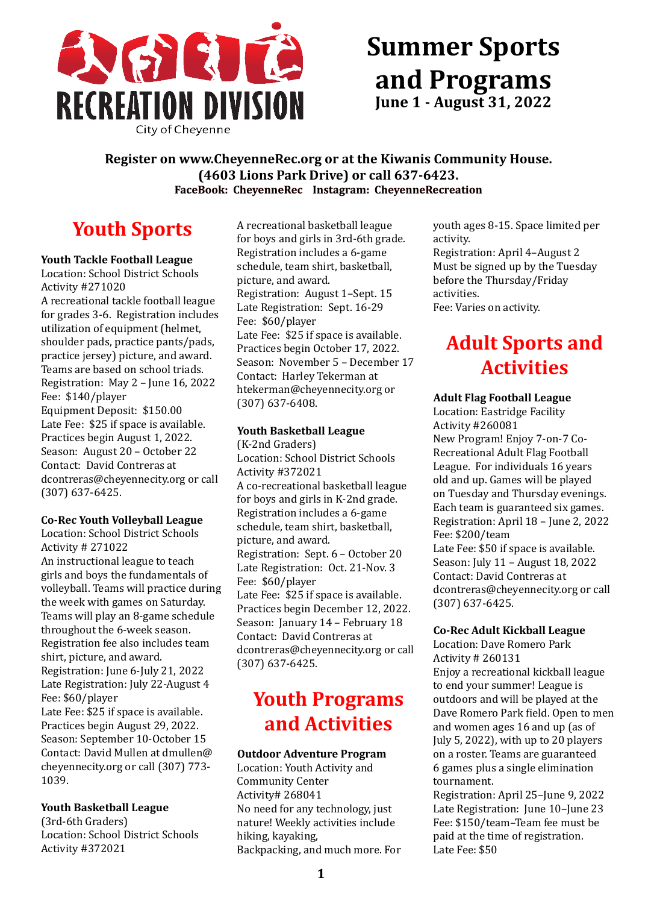RECREATION DIVISION

City of Cheyenne

# Summer Sports and Programs

**June 1 - August 31, 2022**

**Register on www.CheyenneRec.org or at the Kiwanis Community House. (4603 Lions Park Drive) or call 637-6423.**
**FaceBook: CheyenneRec Instagram: CheyenneRecreation**

## Youth Sports

**Youth Tackle Football League**
Location: School District Schools
Activity #271020
A recreational tackle football league for grades 3-6. Registration includes utilization of equipment (helmet, shoulder pads, practice pants/pads, practice jersey) picture, and award. Teams are based on school triads.
Registration: May 2 – June 16, 2022
Fee: $140/player
Equipment Deposit: $150.00
Late Fee: $25 if space is available.
Practices begin August 1, 2022.
Season: August 20 – October 22
Contact: David Contreras at dcontreras@cheyennecity.org or call (307) 637-6425.

**Co-Rec Youth Volleyball League**
Location: School District Schools
Activity # 271022
An instructional league to teach girls and boys the fundamentals of volleyball. Teams will practice during the week with games on Saturday. Teams will play an 8-game schedule throughout the 6-week season. Registration fee also includes team shirt, picture, and award.
Registration: June 6-July 21, 2022
Late Registration: July 22-August 4
Fee: $60/player
Late Fee: $25 if space is available.
Practices begin August 29, 2022.
Season: September 10-October 15
Contact: David Mullen at dmullen@cheyennecity.org or call (307) 773-1039.

**Youth Basketball League**
(3rd-6th Graders)
Location: School District Schools
Activity #372021
A recreational basketball league for boys and girls in 3rd-6th grade. Registration includes a 6-game schedule, team shirt, basketball, picture, and award.
Registration: August 1–Sept. 15
Late Registration: Sept. 16-29
Fee: $60/player
Late Fee: $25 if space is available.
Practices begin October 17, 2022.
Season: November 5 – December 17
Contact: Harley Tekerman at htekerman@cheyennecity.org or (307) 637-6408.

**Youth Basketball League**
(K-2nd Graders)
Location: School District Schools
Activity #372021
A co-recreational basketball league for boys and girls in K-2nd grade. Registration includes a 6-game schedule, team shirt, basketball, picture, and award.
Registration: Sept. 6 – October 20
Late Registration: Oct. 21-Nov. 3
Fee: $60/player
Late Fee: $25 if space is available.
Practices begin December 12, 2022.
Season: January 14 – February 18
Contact: David Contreras at dcontreras@cheyennecity.org or call (307) 637-6425.

## Youth Programs and Activities

**Outdoor Adventure Program**
Location: Youth Activity and Community Center
Activity# 268041
No need for any technology, just nature! Weekly activities include hiking, kayaking, Backpacking, and much more. For youth ages 8-15. Space limited per activity.
Registration: April 4–August 2
Must be signed up by the Tuesday before the Thursday/Friday activities.
Fee: Varies on activity.

## Adult Sports and Activities

**Adult Flag Football League**
Location: Eastridge Facility
Activity #260081
New Program! Enjoy 7-on-7 Co-Recreational Adult Flag Football League. For individuals 16 years old and up. Games will be played on Tuesday and Thursday evenings. Each team is guaranteed six games.
Registration: April 18 – June 2, 2022
Fee: $200/team
Late Fee: $50 if space is available.
Season: July 11 – August 18, 2022
Contact: David Contreras at dcontreras@cheyennecity.org or call (307) 637-6425.

**Co-Rec Adult Kickball League**
Location: Dave Romero Park
Activity # 260131
Enjoy a recreational kickball league to end your summer! League is outdoors and will be played at the Dave Romero Park field. Open to men and women ages 16 and up (as of July 5, 2022), with up to 20 players on a roster. Teams are guaranteed 6 games plus a single elimination tournament.
Registration: April 25–June 9, 2022
Late Registration: June 10–June 23
Fee: $150/team–Team fee must be paid at the time of registration.
Late Fee: $50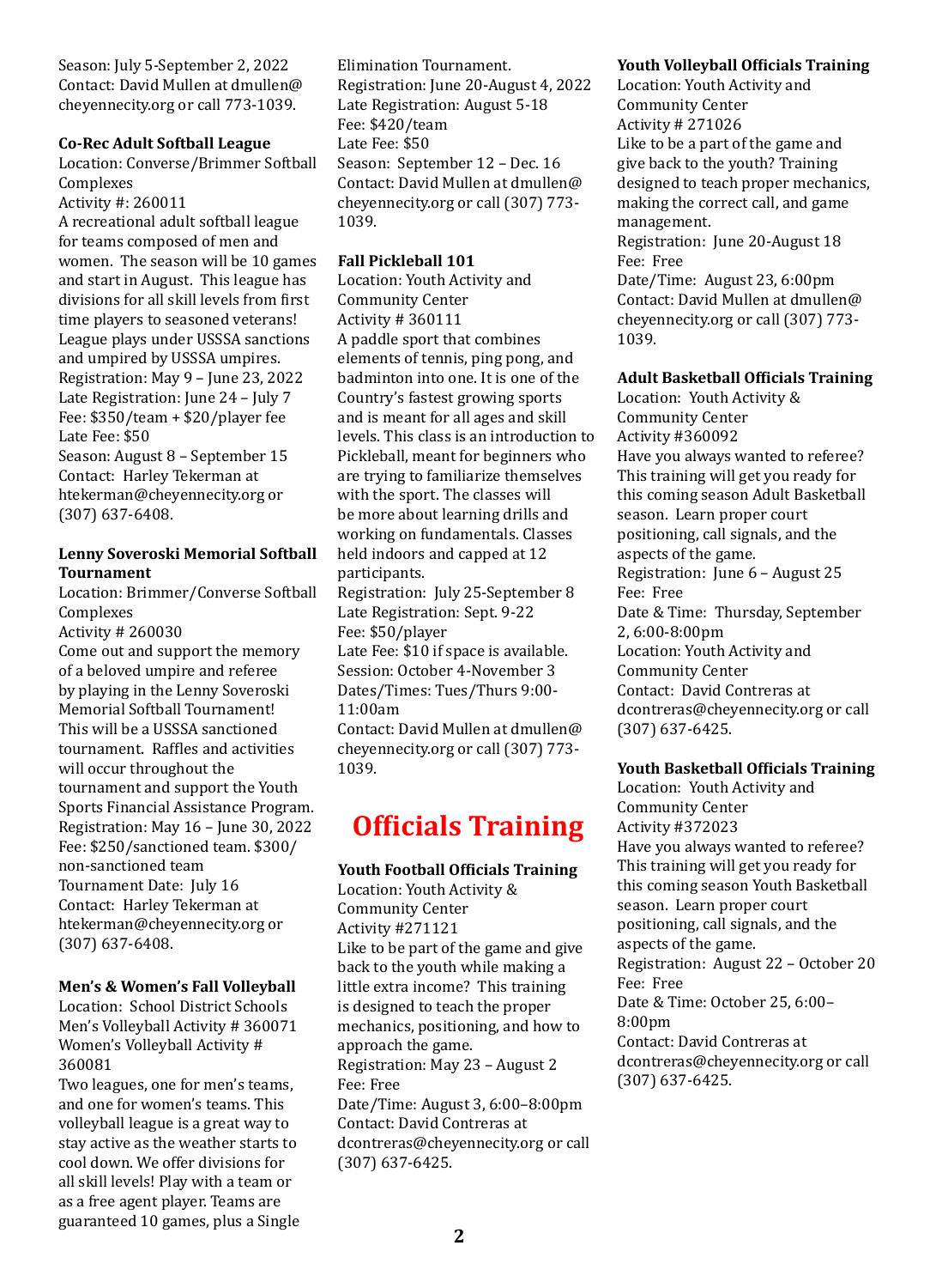Season: July 5-September 2, 2022
Contact: David Mullen at dmullen@cheyennecity.org or call 773-1039.

**Co-Rec Adult Softball League**

Location: Converse/Brimmer Softball Complexes
Activity #: 260011
A recreational adult softball league for teams composed of men and women. The season will be 10 games and start in August. This league has divisions for all skill levels from first time players to seasoned veterans! League plays under USSSA sanctions and umpired by USSSA umpires.
Registration: May 9 – June 23, 2022
Late Registration: June 24 – July 7
Fee: $350/team + $20/player fee
Late Fee: $50
Season: August 8 – September 15
Contact: Harley Tekerman at htekerman@cheyennecity.org or (307) 637-6408.

**Lenny Soveroski Memorial Softball Tournament**

Location: Brimmer/Converse Softball Complexes
Activity # 260030
Come out and support the memory of a beloved umpire and referee by playing in the Lenny Soveroski Memorial Softball Tournament! This will be a USSSA sanctioned tournament. Raffles and activities will occur throughout the tournament and support the Youth Sports Financial Assistance Program.
Registration: May 16 – June 30, 2022
Fee: $250/sanctioned team. $300/non-sanctioned team
Tournament Date: July 16
Contact: Harley Tekerman at htekerman@cheyennecity.org or (307) 637-6408.

**Men's & Women's Fall Volleyball**

Location: School District Schools
Men's Volleyball Activity # 360071
Women's Volleyball Activity # 360081
Two leagues, one for men's teams, and one for women's teams. This volleyball league is a great way to stay active as the weather starts to cool down. We offer divisions for all skill levels! Play with a team or as a free agent player. Teams are guaranteed 10 games, plus a Single Elimination Tournament.
Registration: June 20-August 4, 2022
Late Registration: August 5-18
Fee: $420/team
Late Fee: $50
Season: September 12 – Dec. 16
Contact: David Mullen at dmullen@cheyennecity.org or call (307) 773-1039.

**Fall Pickleball 101**

Location: Youth Activity and Community Center
Activity # 360111
A paddle sport that combines elements of tennis, ping pong, and badminton into one. It is one of the Country's fastest growing sports and is meant for all ages and skill levels. This class is an introduction to Pickleball, meant for beginners who are trying to familiarize themselves with the sport. The classes will be more about learning drills and working on fundamentals. Classes held indoors and capped at 12 participants.
Registration: July 25-September 8
Late Registration: Sept. 9-22
Fee: $50/player
Late Fee: $10 if space is available.
Session: October 4-November 3
Dates/Times: Tues/Thurs 9:00-11:00am
Contact: David Mullen at dmullen@cheyennecity.org or call (307) 773-1039.

# Officials Training

**Youth Football Officials Training**

Location: Youth Activity & Community Center
Activity #271121
Like to be part of the game and give back to the youth while making a little extra income? This training is designed to teach the proper mechanics, positioning, and how to approach the game.
Registration: May 23 – August 2
Fee: Free
Date/Time: August 3, 6:00–8:00pm
Contact: David Contreras at dcontreras@cheyennecity.org or call (307) 637-6425.

**Youth Volleyball Officials Training**

Location: Youth Activity and Community Center
Activity # 271026
Like to be a part of the game and give back to the youth? Training designed to teach proper mechanics, making the correct call, and game management.
Registration: June 20-August 18
Fee: Free
Date/Time: August 23, 6:00pm
Contact: David Mullen at dmullen@cheyennecity.org or call (307) 773-1039.

**Adult Basketball Officials Training**

Location: Youth Activity & Community Center
Activity #360092
Have you always wanted to referee? This training will get you ready for this coming season Adult Basketball season. Learn proper court positioning, call signals, and the aspects of the game.
Registration: June 6 – August 25
Fee: Free
Date & Time: Thursday, September 2, 6:00-8:00pm
Location: Youth Activity and Community Center
Contact: David Contreras at dcontreras@cheyennecity.org or call (307) 637-6425.

**Youth Basketball Officials Training**

Location: Youth Activity and Community Center
Activity #372023
Have you always wanted to referee? This training will get you ready for this coming season Youth Basketball season. Learn proper court positioning, call signals, and the aspects of the game.
Registration: August 22 – October 20
Fee: Free
Date & Time: October 25, 6:00–8:00pm
Contact: David Contreras at dcontreras@cheyennecity.org or call (307) 637-6425.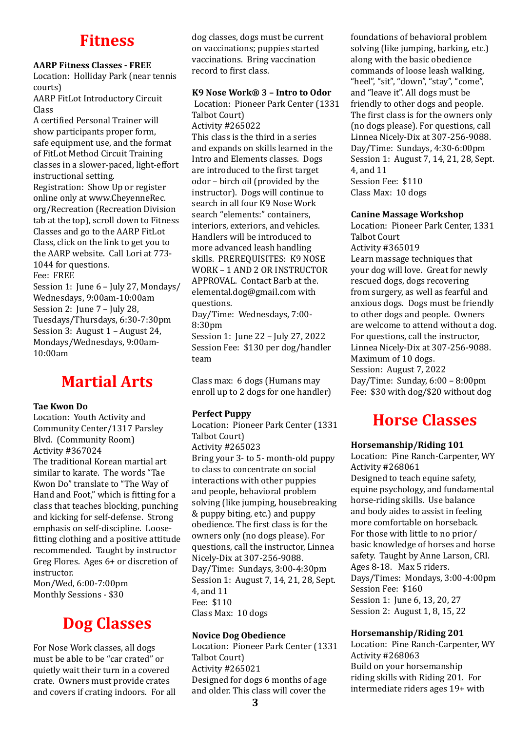# Fitness

**AARP Fitness Classes - FREE**

Location: Holliday Park (near tennis courts)

AARP FitLot Introductory Circuit Class

A certified Personal Trainer will show participants proper form, safe equipment use, and the format of FitLot Method Circuit Training classes in a slower-paced, light-effort instructional setting.

Registration: Show Up or register online only at www.CheyenneRec.org/Recreation (Recreation Division tab at the top), scroll down to Fitness Classes and go to the AARP FitLot Class, click on the link to get you to the AARP website. Call Lori at 773-1044 for questions.

Fee: FREE

Session 1: June 6 – July 27, Mondays/Wednesdays, 9:00am-10:00am

Session 2: June 7 – July 28, Tuesdays/Thursdays, 6:30-7:30pm

Session 3: August 1 – August 24, Mondays/Wednesdays, 9:00am-10:00am

# Martial Arts

**Tae Kwon Do**

Location: Youth Activity and Community Center/1317 Parsley Blvd. (Community Room)

Activity #367024

The traditional Korean martial art similar to karate. The words "Tae Kwon Do" translate to "The Way of Hand and Foot," which is fitting for a class that teaches blocking, punching and kicking for self-defense. Strong emphasis on self-discipline. Loose-fitting clothing and a positive attitude recommended. Taught by instructor Greg Flores. Ages 6+ or discretion of instructor.

Mon/Wed, 6:00-7:00pm

Monthly Sessions - $30

# Dog Classes

For Nose Work classes, all dogs must be able to be "car crated" or quietly wait their turn in a covered crate. Owners must provide crates and covers if crating indoors. For all dog classes, dogs must be current on vaccinations; puppies started vaccinations. Bring vaccination record to first class.

**K9 Nose Work® 3 – Intro to Odor**

Location: Pioneer Park Center (1331 Talbot Court)

Activity #265022

This class is the third in a series and expands on skills learned in the Intro and Elements classes. Dogs are introduced to the first target odor – birch oil (provided by the instructor). Dogs will continue to search in all four K9 Nose Work search "elements:" containers, interiors, exteriors, and vehicles. Handlers will be introduced to more advanced leash handling skills. PREREQUISITES: K9 NOSE WORK – 1 AND 2 OR INSTRUCTOR APPROVAL. Contact Barb at the. elemental.dog@gmail.com with questions.

Day/Time: Wednesdays, 7:00-8:30pm

Session 1: June 22 – July 27, 2022

Session Fee: $130 per dog/handler team

Class max: 6 dogs (Humans may enroll up to 2 dogs for one handler)

**Perfect Puppy**

Location: Pioneer Park Center (1331 Talbot Court)

Activity #265023

Bring your 3- to 5- month-old puppy to class to concentrate on social interactions with other puppies and people, behavioral problem solving (like jumping, housebreaking & puppy biting, etc.) and puppy obedience. The first class is for the owners only (no dogs please). For questions, call the instructor, Linnea Nicely-Dix at 307-256-9088.

Day/Time: Sundays, 3:00-4:30pm

Session 1: August 7, 14, 21, 28, Sept. 4, and 11

Fee: $110

Class Max: 10 dogs

**Novice Dog Obedience**

Location: Pioneer Park Center (1331 Talbot Court)

Activity #265021

Designed for dogs 6 months of age and older. This class will cover the foundations of behavioral problem solving (like jumping, barking, etc.) along with the basic obedience commands of loose leash walking, "heel", "sit", "down", "stay", "come", and "leave it". All dogs must be friendly to other dogs and people. The first class is for the owners only (no dogs please). For questions, call Linnea Nicely-Dix at 307-256-9088.

Day/Time: Sundays, 4:30-6:00pm

Session 1: August 7, 14, 21, 28, Sept. 4, and 11

Session Fee: $110

Class Max: 10 dogs

**Canine Massage Workshop**

Location: Pioneer Park Center, 1331 Talbot Court

Activity #365019

Learn massage techniques that your dog will love. Great for newly rescued dogs, dogs recovering from surgery, as well as fearful and anxious dogs. Dogs must be friendly to other dogs and people. Owners are welcome to attend without a dog. For questions, call the instructor, Linnea Nicely-Dix at 307-256-9088.

Maximum of 10 dogs.

Session: August 7, 2022

Day/Time: Sunday, 6:00 – 8:00pm

Fee: $30 with dog/$20 without dog

# Horse Classes

**Horsemanship/Riding 101**

Location: Pine Ranch-Carpenter, WY

Activity #268061

Designed to teach equine safety, equine psychology, and fundamental horse-riding skills. Use balance and body aides to assist in feeling more comfortable on horseback. For those with little to no prior/basic knowledge of horses and horse safety. Taught by Anne Larson, CRI. Ages 8-18. Max 5 riders.

Days/Times: Mondays, 3:00-4:00pm

Session Fee: $160

Session 1: June 6, 13, 20, 27

Session 2: August 1, 8, 15, 22

**Horsemanship/Riding 201**

Location: Pine Ranch-Carpenter, WY

Activity #268063

Build on your horsemanship riding skills with Riding 201. For intermediate riders ages 19+ with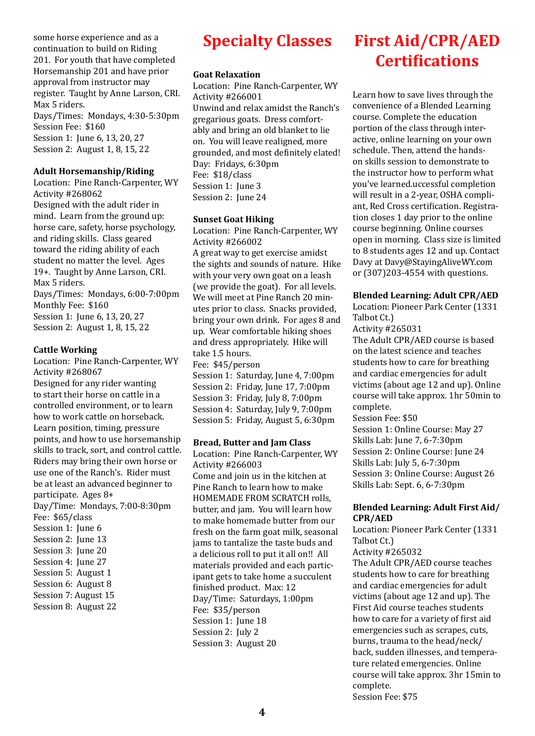some horse experience and as a continuation to build on Riding 201. For youth that have completed Horsemanship 201 and have prior approval from instructor may register. Taught by Anne Larson, CRI. Max 5 riders.
Days/Times: Mondays, 4:30-5:30pm
Session Fee: $160
Session 1: June 6, 13, 20, 27
Session 2: August 1, 8, 15, 22

**Adult Horsemanship/Riding**
Location: Pine Ranch-Carpenter, WY
Activity #268062
Designed with the adult rider in mind. Learn from the ground up: horse care, safety, horse psychology, and riding skills. Class geared toward the riding ability of each student no matter the level. Ages 19+. Taught by Anne Larson, CRI. Max 5 riders.
Days/Times: Mondays, 6:00-7:00pm
Monthly Fee: $160
Session 1: June 6, 13, 20, 27
Session 2: August 1, 8, 15, 22

**Cattle Working**
Location: Pine Ranch-Carpenter, WY
Activity #268067
Designed for any rider wanting to start their horse on cattle in a controlled environment, or to learn how to work cattle on horseback. Learn position, timing, pressure points, and how to use horsemanship skills to track, sort, and control cattle. Riders may bring their own horse or use one of the Ranch's. Rider must be at least an advanced beginner to participate. Ages 8+
Day/Time: Mondays, 7:00-8:30pm
Fee: $65/class
Session 1: June 6
Session 2: June 13
Session 3: June 20
Session 4: June 27
Session 5: August 1
Session 6: August 8
Session 7: August 15
Session 8: August 22

# Specialty Classes

**Goat Relaxation**
Location: Pine Ranch-Carpenter, WY
Activity #266001
Unwind and relax amidst the Ranch's gregarious goats. Dress comfortably and bring an old blanket to lie on. You will leave realigned, more grounded, and most definitely elated!
Day: Fridays, 6:30pm
Fee: $18/class
Session 1: June 3
Session 2: June 24

**Sunset Goat Hiking**
Location: Pine Ranch-Carpenter, WY
Activity #266002
A great way to get exercise amidst the sights and sounds of nature. Hike with your very own goat on a leash (we provide the goat). For all levels. We will meet at Pine Ranch 20 minutes prior to class. Snacks provided, bring your own drink. For ages 8 and up. Wear comfortable hiking shoes and dress appropriately. Hike will take 1.5 hours.
Fee: $45/person
Session 1: Saturday, June 4, 7:00pm
Session 2: Friday, June 17, 7:00pm
Session 3: Friday, July 8, 7:00pm
Session 4: Saturday, July 9, 7:00pm
Session 5: Friday, August 5, 6:30pm

**Bread, Butter and Jam Class**
Location: Pine Ranch-Carpenter, WY
Activity #266003
Come and join us in the kitchen at Pine Ranch to learn how to make HOMEMADE FROM SCRATCH rolls, butter, and jam. You will learn how to make homemade butter from our fresh on the farm goat milk, seasonal jams to tantalize the taste buds and a delicious roll to put it all on!! All materials provided and each participant gets to take home a succulent finished product. Max: 12
Day/Time: Saturdays, 1:00pm
Fee: $35/person
Session 1: June 18
Session 2: July 2
Session 3: August 20

# First Aid/CPR/AED Certifications

Learn how to save lives through the convenience of a Blended Learning course. Complete the education portion of the class through interactive, online learning on your own schedule. Then, attend the hands-on skills session to demonstrate to the instructor how to perform what you've learned.uccessful completion will result in a 2-year, OSHA compliant, Red Cross certification. Registration closes 1 day prior to the online course beginning. Online courses open in morning. Class size is limited to 8 students ages 12 and up. Contact Davy at Davy@StayingAliveWY.com or (307)203-4554 with questions.

**Blended Learning: Adult CPR/AED**
Location: Pioneer Park Center (1331 Talbot Ct.)
Activity #265031
The Adult CPR/AED course is based on the latest science and teaches students how to care for breathing and cardiac emergencies for adult victims (about age 12 and up). Online course will take approx. 1hr 50min to complete.
Session Fee: $50
Session 1: Online Course: May 27
Skills Lab: June 7, 6-7:30pm
Session 2: Online Course: June 24
Skills Lab: July 5, 6-7:30pm
Session 3: Online Course: August 26
Skills Lab: Sept. 6, 6-7:30pm

**Blended Learning: Adult First Aid/CPR/AED**
Location: Pioneer Park Center (1331 Talbot Ct.)
Activity #265032
The Adult CPR/AED course teaches students how to care for breathing and cardiac emergencies for adult victims (about age 12 and up). The First Aid course teaches students how to care for a variety of first aid emergencies such as scrapes, cuts, burns, trauma to the head/neck/back, sudden illnesses, and temperature related emergencies. Online course will take approx. 3hr 15min to complete.
Session Fee: $75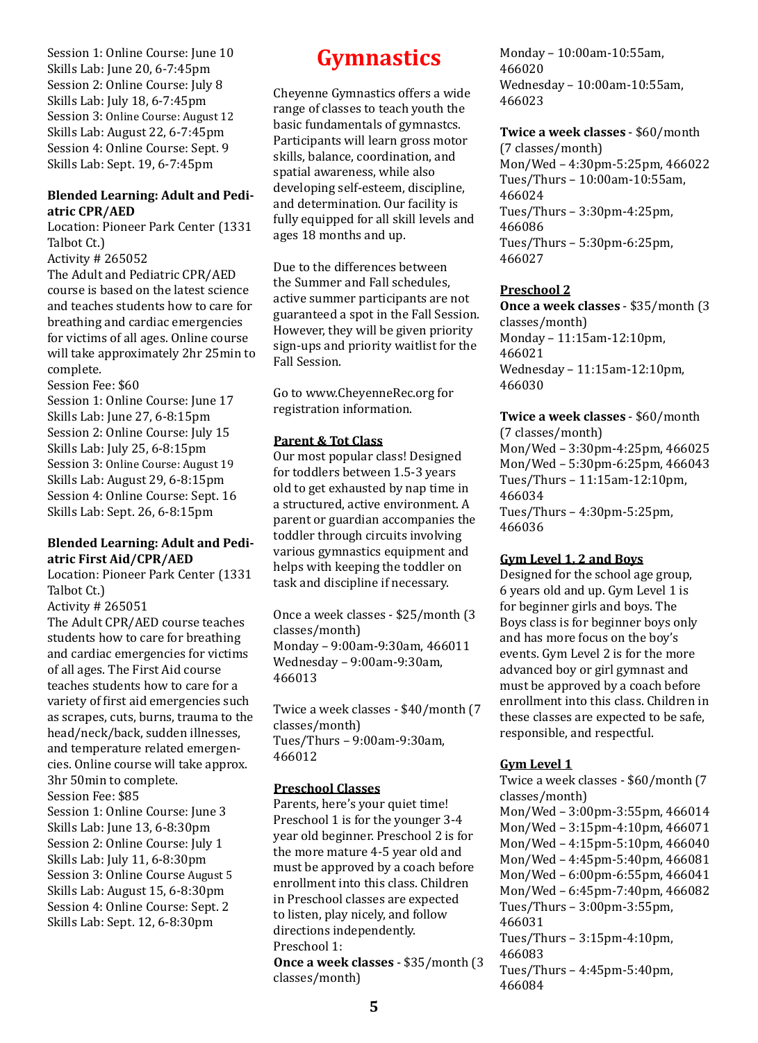Session 1: Online Course: June 10
Skills Lab: June 20, 6-7:45pm
Session 2: Online Course: July 8
Skills Lab: July 18, 6-7:45pm
Session 3: Online Course: August 12
Skills Lab: August 22, 6-7:45pm
Session 4: Online Course: Sept. 9
Skills Lab: Sept. 19, 6-7:45pm

**Blended Learning: Adult and Pediatric CPR/AED**
Location: Pioneer Park Center (1331 Talbot Ct.)
Activity # 265052
The Adult and Pediatric CPR/AED course is based on the latest science and teaches students how to care for breathing and cardiac emergencies for victims of all ages. Online course will take approximately 2hr 25min to complete.
Session Fee: $60
Session 1: Online Course: June 17
Skills Lab: June 27, 6-8:15pm
Session 2: Online Course: July 15
Skills Lab: July 25, 6-8:15pm
Session 3: Online Course: August 19
Skills Lab: August 29, 6-8:15pm
Session 4: Online Course: Sept. 16
Skills Lab: Sept. 26, 6-8:15pm

**Blended Learning: Adult and Pediatric First Aid/CPR/AED**
Location: Pioneer Park Center (1331 Talbot Ct.)
Activity # 265051
The Adult CPR/AED course teaches students how to care for breathing and cardiac emergencies for victims of all ages. The First Aid course teaches students how to care for a variety of first aid emergencies such as scrapes, cuts, burns, trauma to the head/neck/back, sudden illnesses, and temperature related emergencies. Online course will take approx. 3hr 50min to complete.
Session Fee: $85
Session 1: Online Course: June 3
Skills Lab: June 13, 6-8:30pm
Session 2: Online Course: July 1
Skills Lab: July 11, 6-8:30pm
Session 3: Online Course August 5
Skills Lab: August 15, 6-8:30pm
Session 4: Online Course: Sept. 2
Skills Lab: Sept. 12, 6-8:30pm

# Gymnastics

Cheyenne Gymnastics offers a wide range of classes to teach youth the basic fundamentals of gymnastcs. Participants will learn gross motor skills, balance, coordination, and spatial awareness, while also developing self-esteem, discipline, and determination. Our facility is fully equipped for all skill levels and ages 18 months and up.

Due to the differences between the Summer and Fall schedules, active summer participants are not guaranteed a spot in the Fall Session. However, they will be given priority sign-ups and priority waitlist for the Fall Session.

Go to www.CheyenneRec.org for registration information.

**Parent & Tot Class**
Our most popular class! Designed for toddlers between 1.5-3 years old to get exhausted by nap time in a structured, active environment. A parent or guardian accompanies the toddler through circuits involving various gymnastics equipment and helps with keeping the toddler on task and discipline if necessary.

Once a week classes - $25/month (3 classes/month)
Monday – 9:00am-9:30am, 466011
Wednesday – 9:00am-9:30am, 466013

Twice a week classes - $40/month (7 classes/month)
Tues/Thurs – 9:00am-9:30am, 466012

**Preschool Classes**
Parents, here's your quiet time! Preschool 1 is for the younger 3-4 year old beginner. Preschool 2 is for the more mature 4-5 year old and must be approved by a coach before enrollment into this class. Children in Preschool classes are expected to listen, play nicely, and follow directions independently.
Preschool 1:
**Once a week classes** - $35/month (3 classes/month)
Monday – 10:00am-10:55am, 466020
Wednesday – 10:00am-10:55am, 466023

**Twice a week classes** - $60/month (7 classes/month)
Mon/Wed – 4:30pm-5:25pm, 466022
Tues/Thurs – 10:00am-10:55am, 466024
Tues/Thurs – 3:30pm-4:25pm, 466086
Tues/Thurs – 5:30pm-6:25pm, 466027

**Preschool 2**
**Once a week classes** - $35/month (3 classes/month)
Monday – 11:15am-12:10pm, 466021
Wednesday – 11:15am-12:10pm, 466030

**Twice a week classes** - $60/month (7 classes/month)
Mon/Wed – 3:30pm-4:25pm, 466025
Mon/Wed – 5:30pm-6:25pm, 466043
Tues/Thurs – 11:15am-12:10pm, 466034
Tues/Thurs – 4:30pm-5:25pm, 466036

**Gym Level 1, 2 and Boys**
Designed for the school age group, 6 years old and up. Gym Level 1 is for beginner girls and boys. The Boys class is for beginner boys only and has more focus on the boy's events. Gym Level 2 is for the more advanced boy or girl gymnast and must be approved by a coach before enrollment into this class. Children in these classes are expected to be safe, responsible, and respectful.

**Gym Level 1**
Twice a week classes - $60/month (7 classes/month)
Mon/Wed – 3:00pm-3:55pm, 466014
Mon/Wed – 3:15pm-4:10pm, 466071
Mon/Wed – 4:15pm-5:10pm, 466040
Mon/Wed – 4:45pm-5:40pm, 466081
Mon/Wed – 6:00pm-6:55pm, 466041
Mon/Wed – 6:45pm-7:40pm, 466082
Tues/Thurs – 3:00pm-3:55pm, 466031
Tues/Thurs – 3:15pm-4:10pm, 466083
Tues/Thurs – 4:45pm-5:40pm, 466084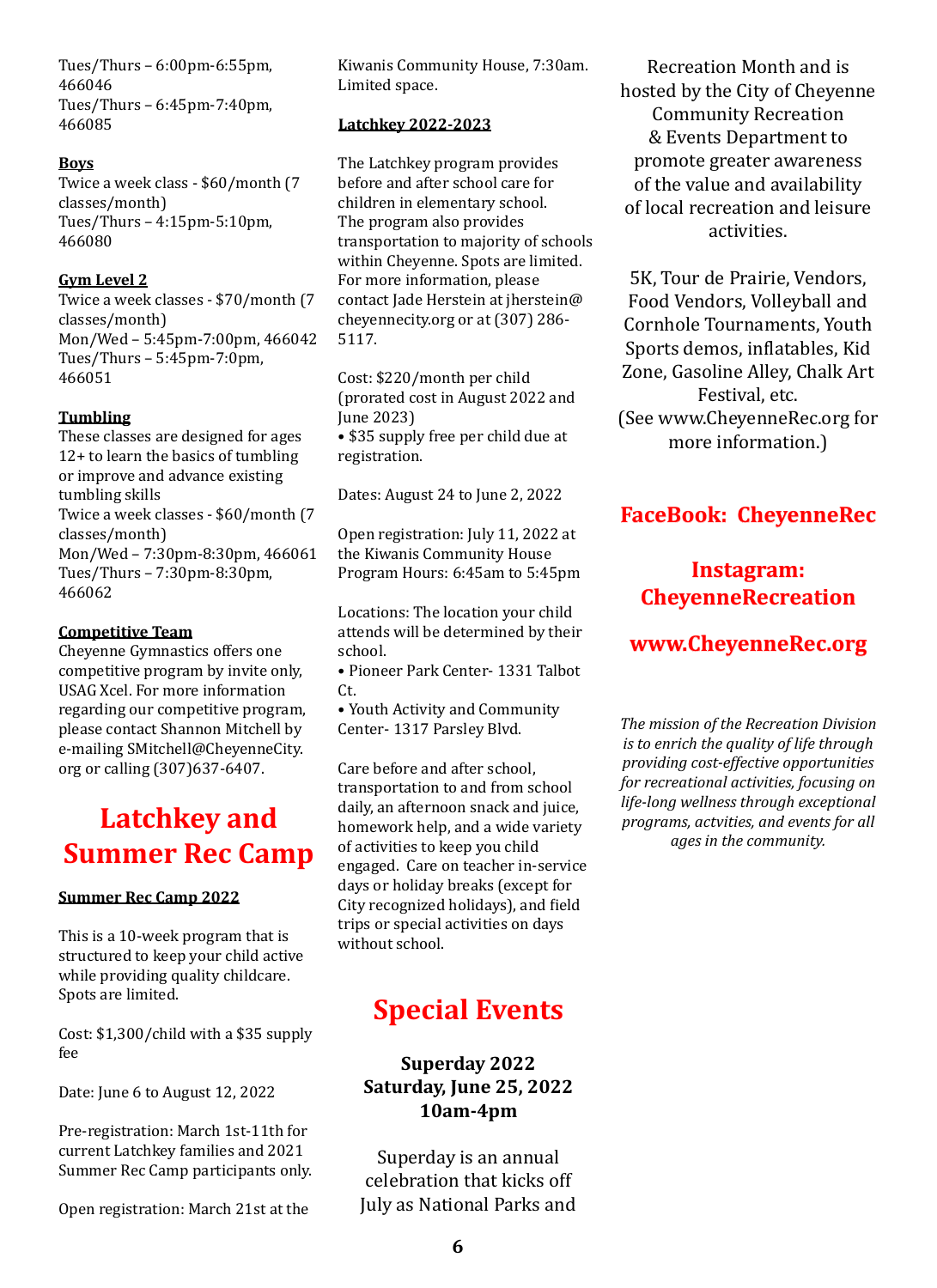Tues/Thurs – 6:00pm-6:55pm, 466046
Tues/Thurs – 6:45pm-7:40pm, 466085

**Boys**
Twice a week class - $60/month (7 classes/month)
Tues/Thurs – 4:15pm-5:10pm, 466080

**Gym Level 2**
Twice a week classes - $70/month (7 classes/month)
Mon/Wed – 5:45pm-7:00pm, 466042
Tues/Thurs – 5:45pm-7:0pm, 466051

**Tumbling**
These classes are designed for ages 12+ to learn the basics of tumbling or improve and advance existing tumbling skills
Twice a week classes - $60/month (7 classes/month)
Mon/Wed – 7:30pm-8:30pm, 466061
Tues/Thurs – 7:30pm-8:30pm, 466062

**Competitive Team**
Cheyenne Gymnastics offers one competitive program by invite only, USAG Xcel. For more information regarding our competitive program, please contact Shannon Mitchell by e-mailing SMitchell@CheyenneCity.org or calling (307)637-6407.

# Latchkey and Summer Rec Camp

**Summer Rec Camp 2022**

This is a 10-week program that is structured to keep your child active while providing quality childcare. Spots are limited.

Cost: $1,300/child with a $35 supply fee

Date: June 6 to August 12, 2022

Pre-registration: March 1st-11th for current Latchkey families and 2021 Summer Rec Camp participants only.

Open registration: March 21st at the Kiwanis Community House, 7:30am. Limited space.

**Latchkey 2022-2023**

The Latchkey program provides before and after school care for children in elementary school. The program also provides transportation to majority of schools within Cheyenne. Spots are limited. For more information, please contact Jade Herstein at jherstein@cheyennecity.org or at (307) 286-5117.

Cost: $220/month per child (prorated cost in August 2022 and June 2023)
• $35 supply free per child due at registration.

Dates: August 24 to June 2, 2022

Open registration: July 11, 2022 at the Kiwanis Community House
Program Hours: 6:45am to 5:45pm

Locations: The location your child attends will be determined by their school.
• Pioneer Park Center- 1331 Talbot Ct.
• Youth Activity and Community Center- 1317 Parsley Blvd.

Care before and after school, transportation to and from school daily, an afternoon snack and juice, homework help, and a wide variety of activities to keep you child engaged. Care on teacher in-service days or holiday breaks (except for City recognized holidays), and field trips or special activities on days without school.

# Special Events

**Superday 2022**
**Saturday, June 25, 2022**
**10am-4pm**

Superday is an annual celebration that kicks off July as National Parks and Recreation Month and is hosted by the City of Cheyenne Community Recreation & Events Department to promote greater awareness of the value and availability of local recreation and leisure activities.

5K, Tour de Prairie, Vendors, Food Vendors, Volleyball and Cornhole Tournaments, Youth Sports demos, inflatables, Kid Zone, Gasoline Alley, Chalk Art Festival, etc.
(See www.CheyenneRec.org for more information.)

**FaceBook: CheyenneRec**

**Instagram: CheyenneRecreation**

**www.CheyenneRec.org**

*The mission of the Recreation Division is to enrich the quality of life through providing cost-effective opportunities for recreational activities, focusing on life-long wellness through exceptional programs, actvities, and events for all ages in the community.*